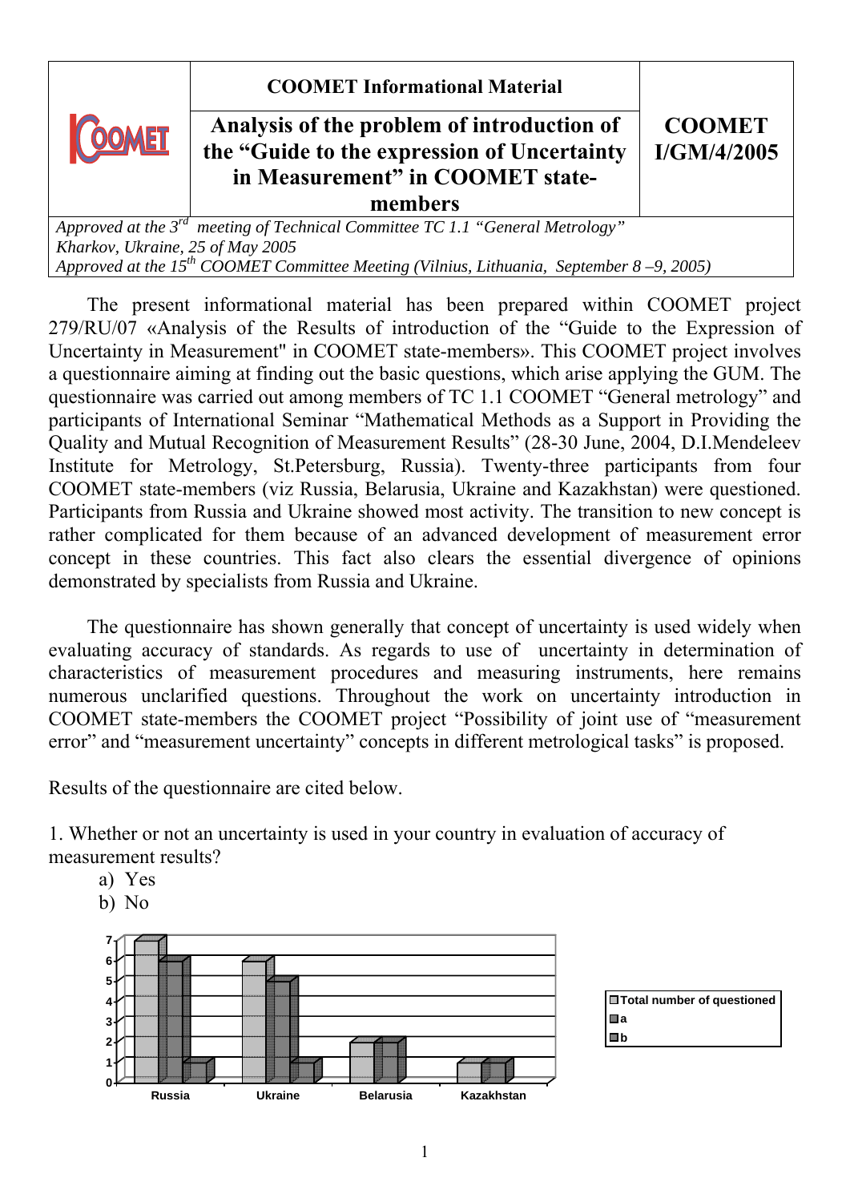| | COOMET Informational Material | |
|---|---|---|
| COOMET | **Analysis of the problem of introduction of the "Guide to the expression of Uncertainty in Measurement" in COOMET state-members** | **COOMET I/GM/4/2005** |

*Approved at the 3rd meeting of Technical Committee TC 1.1 "General Metrology"*
*Kharkov, Ukraine, 25 of May 2005*
*Approved at the 15th COOMET Committee Meeting (Vilnius, Lithuania, September 8 –9, 2005)*

The present informational material has been prepared within COOMET project 279/RU/07 «Analysis of the Results of introduction of the "Guide to the Expression of Uncertainty in Measurement" in COOMET state-members». This COOMET project involves a questionnaire aiming at finding out the basic questions, which arise applying the GUM. The questionnaire was carried out among members of TC 1.1 COOMET "General metrology" and participants of International Seminar "Mathematical Methods as a Support in Providing the Quality and Mutual Recognition of Measurement Results" (28-30 June, 2004, D.I.Mendeleev Institute for Metrology, St.Petersburg, Russia). Twenty-three participants from four COOMET state-members (viz Russia, Belarusia, Ukraine and Kazakhstan) were questioned. Participants from Russia and Ukraine showed most activity. The transition to new concept is rather complicated for them because of an advanced development of measurement error concept in these countries. This fact also clears the essential divergence of opinions demonstrated by specialists from Russia and Ukraine.

The questionnaire has shown generally that concept of uncertainty is used widely when evaluating accuracy of standards. As regards to use of uncertainty in determination of characteristics of measurement procedures and measuring instruments, here remains numerous unclarified questions. Throughout the work on uncertainty introduction in COOMET state-members the COOMET project "Possibility of joint use of "measurement error" and "measurement uncertainty" concepts in different metrological tasks" is proposed.

Results of the questionnaire are cited below.

1. Whether or not an uncertainty is used in your country in evaluation of accuracy of measurement results?

a) Yes
b) No

| | Total number of questioned | a | b |
|---|---|---|---|
| Russia | 7 | 6 | 1 |
| Ukraine | 6 | 5 | 1 |
| Belarusia | 2 | 2 | |
| Kazakhstan | 1 | 1 | |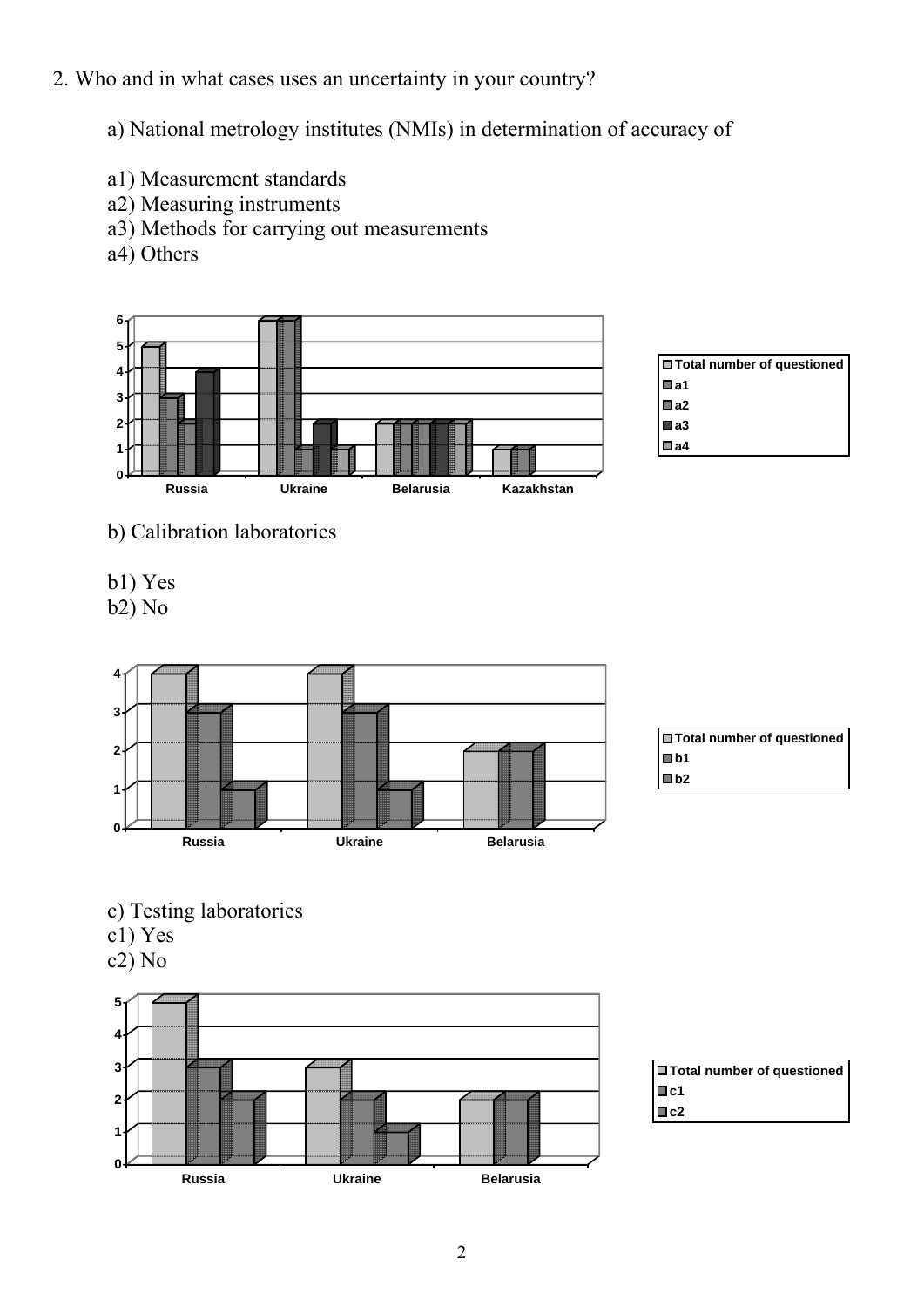2. Who and in what cases uses an uncertainty in your country?

a) National metrology institutes (NMIs) in determination of accuracy of

a1) Measurement standards
a2) Measuring instruments
a3) Methods for carrying out measurements
a4) Others

| | Total number of questioned | a1 | a2 | a3 | a4 |
|---|---|---|---|---|---|
| Russia | 5 | 3 | 2 | 4 | |
| Ukraine | 6 | 6 | 1 | 2 | 1 |
| Belarusia | 2 | 2 | 2 | 2 | 2 |
| Kazakhstan | 1 | 1 | | | |

b) Calibration laboratories

b1) Yes
b2) No

| | Total number of questioned | b1 | b2 |
|---|---|---|---|
| Russia | 4 | 3 | 1 |
| Ukraine | 4 | 3 | 1 |
| Belarusia | 2 | 2 | |

c) Testing laboratories
c1) Yes
c2) No

| | Total number of questioned | c1 | c2 |
|---|---|---|---|
| Russia | 5 | 3 | 2 |
| Ukraine | 3 | 2 | 1 |
| Belarusia | 2 | 2 | |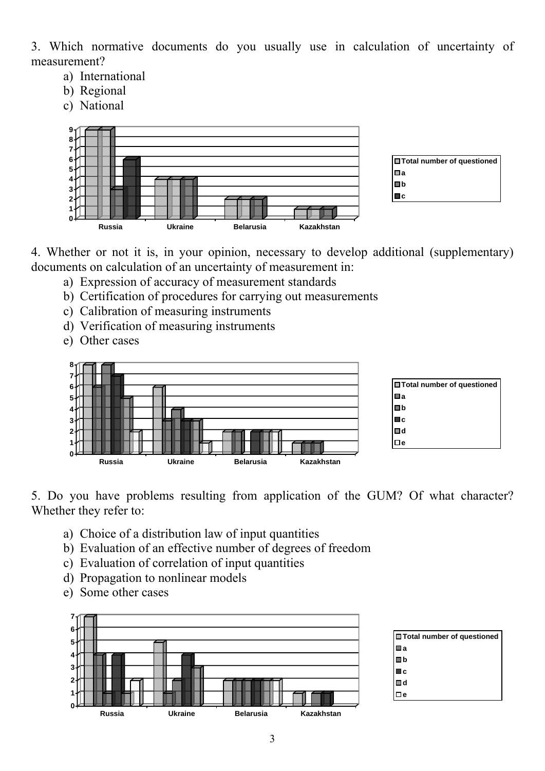3. Which normative documents do you usually use in calculation of uncertainty of measurement?

a) International
b) Regional
c) National

4. Whether or not it is, in your opinion, necessary to develop additional (supplementary) documents on calculation of an uncertainty of measurement in:

a) Expression of accuracy of measurement standards
b) Certification of procedures for carrying out measurements
c) Calibration of measuring instruments
d) Verification of measuring instruments
e) Other cases

5. Do you have problems resulting from application of the GUM? Of what character? Whether they refer to:

a) Choice of a distribution law of input quantities
b) Evaluation of an effective number of degrees of freedom
c) Evaluation of correlation of input quantities
d) Propagation to nonlinear models
e) Some other cases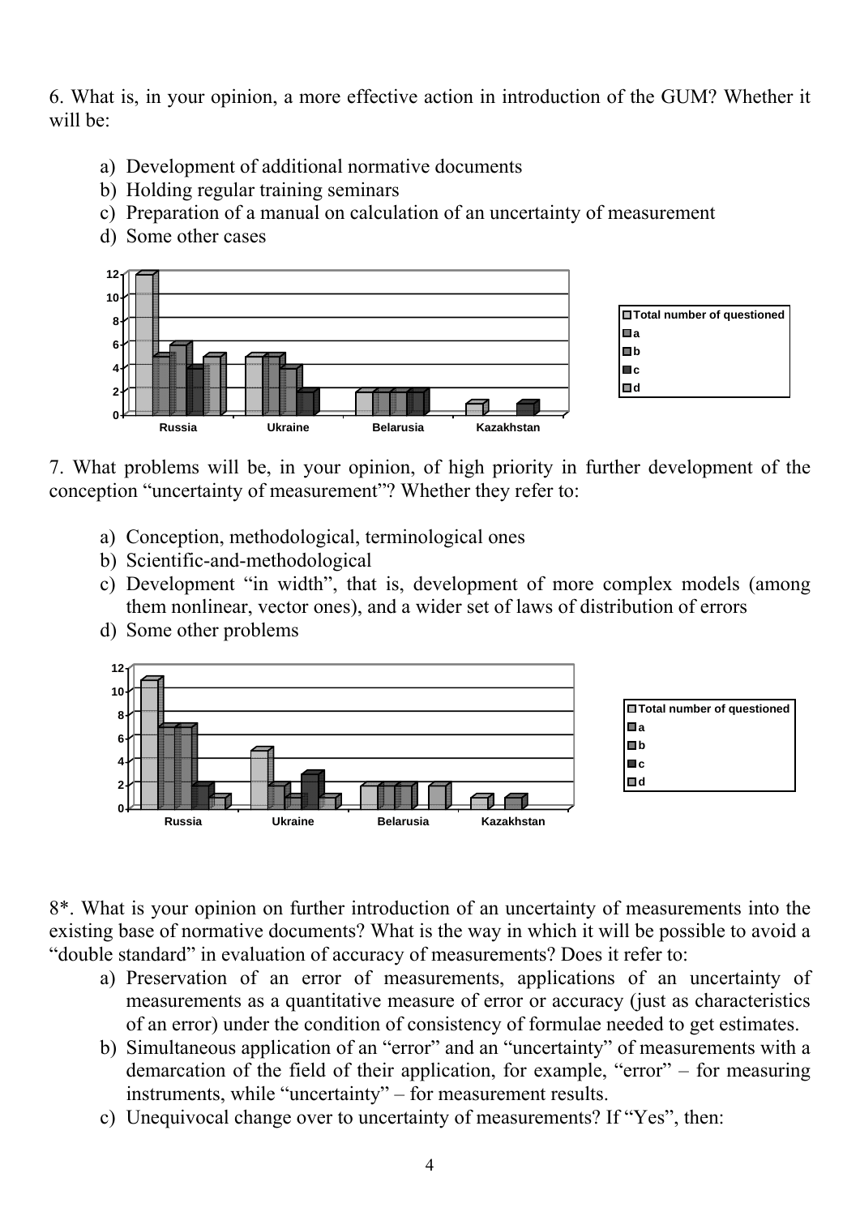6. What is, in your opinion, a more effective action in introduction of the GUM? Whether it will be:

a) Development of additional normative documents
b) Holding regular training seminars
c) Preparation of a manual on calculation of an uncertainty of measurement
d) Some other cases

7. What problems will be, in your opinion, of high priority in further development of the conception "uncertainty of measurement"? Whether they refer to:

a) Conception, methodological, terminological ones
b) Scientific-and-methodological
c) Development "in width", that is, development of more complex models (among them nonlinear, vector ones), and a wider set of laws of distribution of errors
d) Some other problems

8*. What is your opinion on further introduction of an uncertainty of measurements into the existing base of normative documents? What is the way in which it will be possible to avoid a "double standard" in evaluation of accuracy of measurements? Does it refer to:

a) Preservation of an error of measurements, applications of an uncertainty of measurements as a quantitative measure of error or accuracy (just as characteristics of an error) under the condition of consistency of formulae needed to get estimates.
b) Simultaneous application of an "error" and an "uncertainty" of measurements with a demarcation of the field of their application, for example, "error" – for measuring instruments, while "uncertainty" – for measurement results.
c) Unequivocal change over to uncertainty of measurements? If "Yes", then: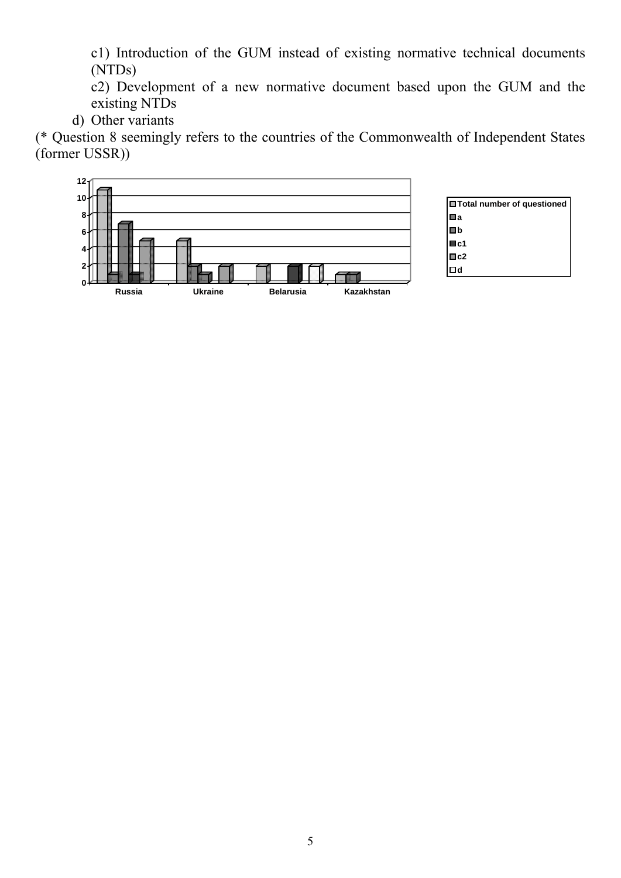c1) Introduction of the GUM instead of existing normative technical documents (NTDs)

c2) Development of a new normative document based upon the GUM and the existing NTDs

d) Other variants

(* Question 8 seemingly refers to the countries of the Commonwealth of Independent States (former USSR))

12
10
8
6
4
2
0

Russia
Ukraine
Belarusia
Kazakhstan

Total number of questioned
a
b
c1
c2
d